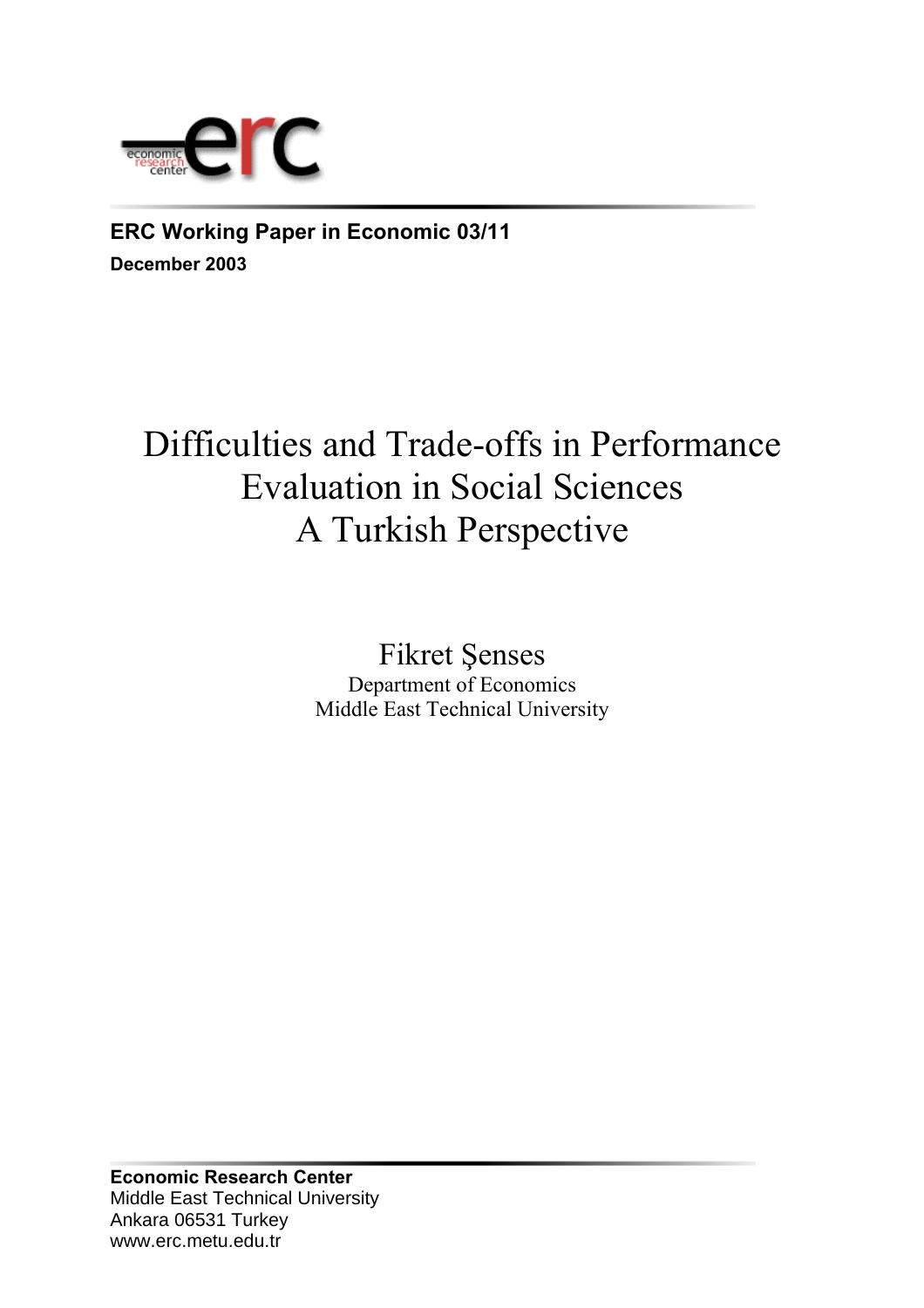**ERC Working Paper in Economic 03/11**

**December 2003**

# Difficulties and Trade-offs in Performance Evaluation in Social Sciences
# A Turkish Perspective

Fikret Şenses
Department of Economics
Middle East Technical University

**Economic Research Center**
Middle East Technical University
Ankara 06531 Turkey
www.erc.metu.edu.tr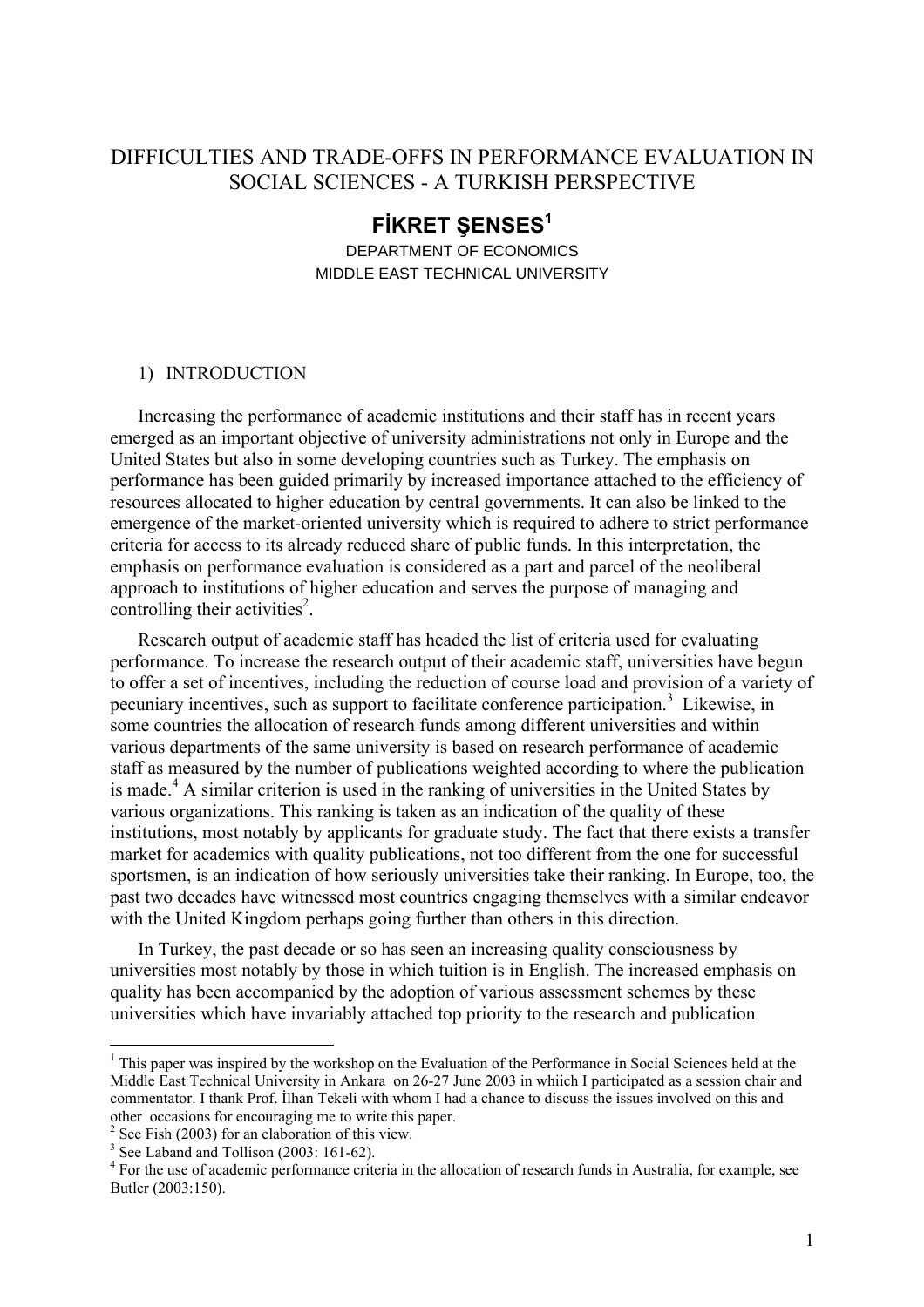# DIFFICULTIES AND TRADE-OFFS IN PERFORMANCE EVALUATION IN SOCIAL SCIENCES - A TURKISH PERSPECTIVE

**FİKRET ŞENSES[1]**

DEPARTMENT OF ECONOMICS
MIDDLE EAST TECHNICAL UNIVERSITY

## 1) INTRODUCTION

Increasing the performance of academic institutions and their staff has in recent years emerged as an important objective of university administrations not only in Europe and the United States but also in some developing countries such as Turkey. The emphasis on performance has been guided primarily by increased importance attached to the efficiency of resources allocated to higher education by central governments. It can also be linked to the emergence of the market-oriented university which is required to adhere to strict performance criteria for access to its already reduced share of public funds. In this interpretation, the emphasis on performance evaluation is considered as a part and parcel of the neoliberal approach to institutions of higher education and serves the purpose of managing and controlling their activities[2].

Research output of academic staff has headed the list of criteria used for evaluating performance. To increase the research output of their academic staff, universities have begun to offer a set of incentives, including the reduction of course load and provision of a variety of pecuniary incentives, such as support to facilitate conference participation.[3] Likewise, in some countries the allocation of research funds among different universities and within various departments of the same university is based on research performance of academic staff as measured by the number of publications weighted according to where the publication is made.[4] A similar criterion is used in the ranking of universities in the United States by various organizations. This ranking is taken as an indication of the quality of these institutions, most notably by applicants for graduate study. The fact that there exists a transfer market for academics with quality publications, not too different from the one for successful sportsmen, is an indication of how seriously universities take their ranking. In Europe, too, the past two decades have witnessed most countries engaging themselves with a similar endeavor with the United Kingdom perhaps going further than others in this direction.

In Turkey, the past decade or so has seen an increasing quality consciousness by universities most notably by those in which tuition is in English. The increased emphasis on quality has been accompanied by the adoption of various assessment schemes by these universities which have invariably attached top priority to the research and publication

---

[1] This paper was inspired by the workshop on the Evaluation of the Performance in Social Sciences held at the Middle East Technical University in Ankara on 26-27 June 2003 in whiich I participated as a session chair and commentator. I thank Prof. İlhan Tekeli with whom I had a chance to discuss the issues involved on this and other occasions for encouraging me to write this paper.

[2] See Fish (2003) for an elaboration of this view.

[3] See Laband and Tollison (2003: 161-62).

[4] For the use of academic performance criteria in the allocation of research funds in Australia, for example, see Butler (2003:150).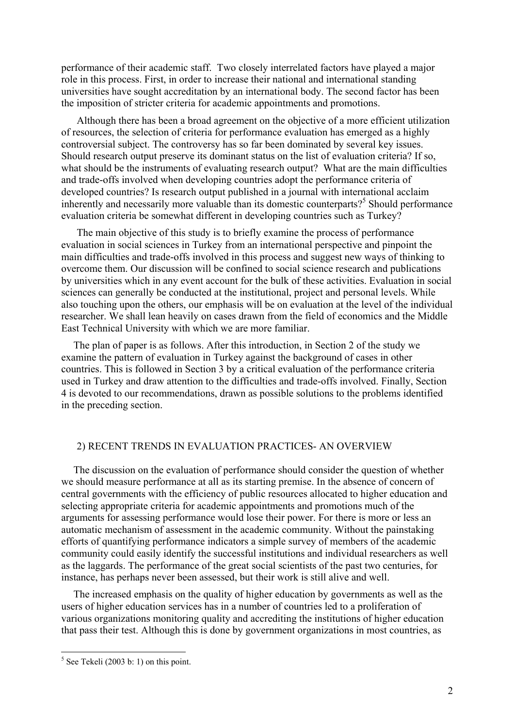performance of their academic staff. Two closely interrelated factors have played a major role in this process. First, in order to increase their national and international standing universities have sought accreditation by an international body. The second factor has been the imposition of stricter criteria for academic appointments and promotions.

Although there has been a broad agreement on the objective of a more efficient utilization of resources, the selection of criteria for performance evaluation has emerged as a highly controversial subject. The controversy has so far been dominated by several key issues. Should research output preserve its dominant status on the list of evaluation criteria? If so, what should be the instruments of evaluating research output? What are the main difficulties and trade-offs involved when developing countries adopt the performance criteria of developed countries? Is research output published in a journal with international acclaim inherently and necessarily more valuable than its domestic counterparts?[5] Should performance evaluation criteria be somewhat different in developing countries such as Turkey?

The main objective of this study is to briefly examine the process of performance evaluation in social sciences in Turkey from an international perspective and pinpoint the main difficulties and trade-offs involved in this process and suggest new ways of thinking to overcome them. Our discussion will be confined to social science research and publications by universities which in any event account for the bulk of these activities. Evaluation in social sciences can generally be conducted at the institutional, project and personal levels. While also touching upon the others, our emphasis will be on evaluation at the level of the individual researcher. We shall lean heavily on cases drawn from the field of economics and the Middle East Technical University with which we are more familiar.

The plan of paper is as follows. After this introduction, in Section 2 of the study we examine the pattern of evaluation in Turkey against the background of cases in other countries. This is followed in Section 3 by a critical evaluation of the performance criteria used in Turkey and draw attention to the difficulties and trade-offs involved. Finally, Section 4 is devoted to our recommendations, drawn as possible solutions to the problems identified in the preceding section.

## 2) RECENT TRENDS IN EVALUATION PRACTICES- AN OVERVIEW

The discussion on the evaluation of performance should consider the question of whether we should measure performance at all as its starting premise. In the absence of concern of central governments with the efficiency of public resources allocated to higher education and selecting appropriate criteria for academic appointments and promotions much of the arguments for assessing performance would lose their power. For there is more or less an automatic mechanism of assessment in the academic community. Without the painstaking efforts of quantifying performance indicators a simple survey of members of the academic community could easily identify the successful institutions and individual researchers as well as the laggards. The performance of the great social scientists of the past two centuries, for instance, has perhaps never been assessed, but their work is still alive and well.

The increased emphasis on the quality of higher education by governments as well as the users of higher education services has in a number of countries led to a proliferation of various organizations monitoring quality and accrediting the institutions of higher education that pass their test. Although this is done by government organizations in most countries, as

[5] See Tekeli (2003 b: 1) on this point.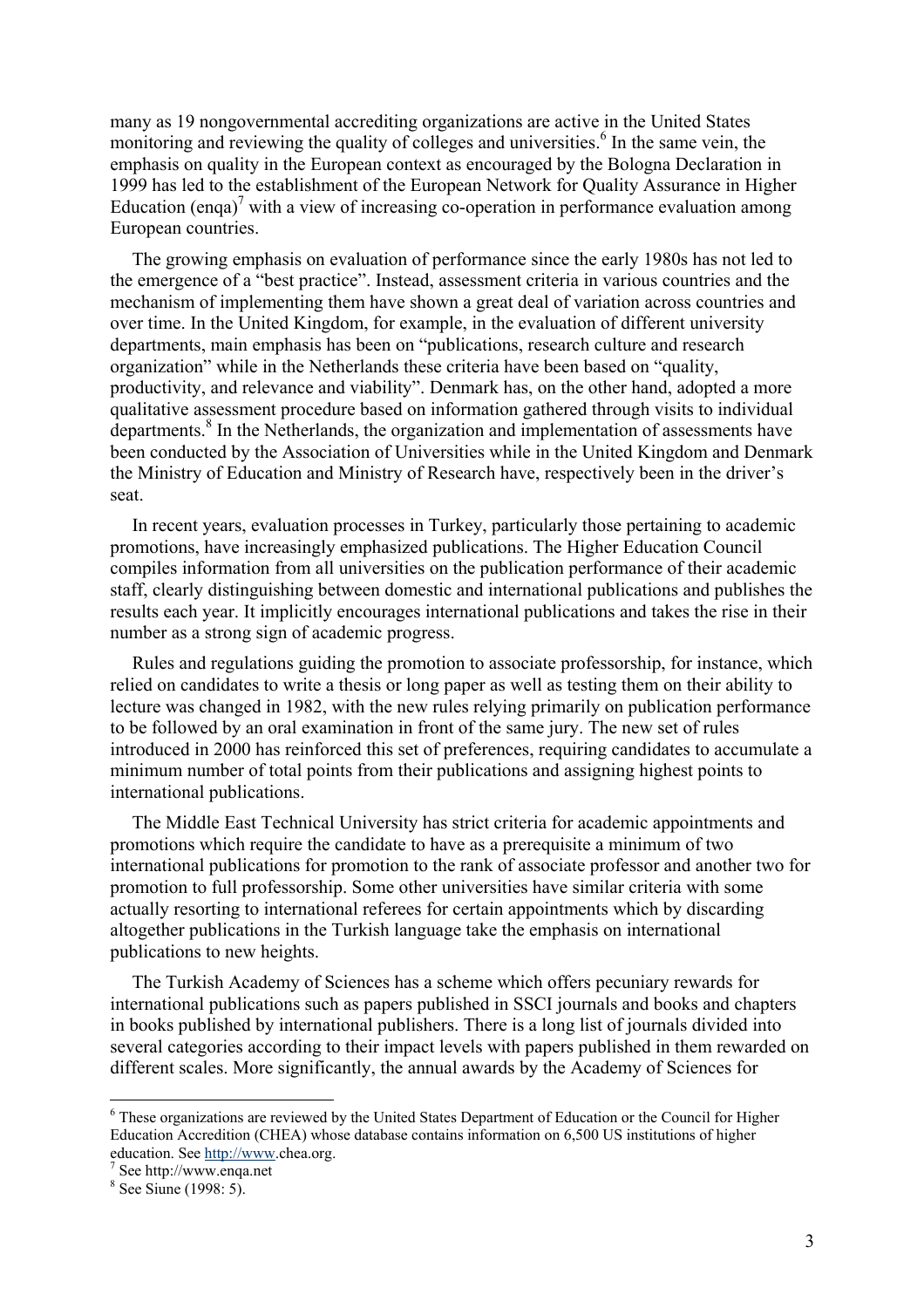many as 19 nongovernmental accrediting organizations are active in the United States monitoring and reviewing the quality of colleges and universities.[6] In the same vein, the emphasis on quality in the European context as encouraged by the Bologna Declaration in 1999 has led to the establishment of the European Network for Quality Assurance in Higher Education (enqa)[7] with a view of increasing co-operation in performance evaluation among European countries.

The growing emphasis on evaluation of performance since the early 1980s has not led to the emergence of a "best practice". Instead, assessment criteria in various countries and the mechanism of implementing them have shown a great deal of variation across countries and over time. In the United Kingdom, for example, in the evaluation of different university departments, main emphasis has been on "publications, research culture and research organization" while in the Netherlands these criteria have been based on "quality, productivity, and relevance and viability". Denmark has, on the other hand, adopted a more qualitative assessment procedure based on information gathered through visits to individual departments.[8] In the Netherlands, the organization and implementation of assessments have been conducted by the Association of Universities while in the United Kingdom and Denmark the Ministry of Education and Ministry of Research have, respectively been in the driver's seat.

In recent years, evaluation processes in Turkey, particularly those pertaining to academic promotions, have increasingly emphasized publications. The Higher Education Council compiles information from all universities on the publication performance of their academic staff, clearly distinguishing between domestic and international publications and publishes the results each year. It implicitly encourages international publications and takes the rise in their number as a strong sign of academic progress.

Rules and regulations guiding the promotion to associate professorship, for instance, which relied on candidates to write a thesis or long paper as well as testing them on their ability to lecture was changed in 1982, with the new rules relying primarily on publication performance to be followed by an oral examination in front of the same jury. The new set of rules introduced in 2000 has reinforced this set of preferences, requiring candidates to accumulate a minimum number of total points from their publications and assigning highest points to international publications.

The Middle East Technical University has strict criteria for academic appointments and promotions which require the candidate to have as a prerequisite a minimum of two international publications for promotion to the rank of associate professor and another two for promotion to full professorship. Some other universities have similar criteria with some actually resorting to international referees for certain appointments which by discarding altogether publications in the Turkish language take the emphasis on international publications to new heights.

The Turkish Academy of Sciences has a scheme which offers pecuniary rewards for international publications such as papers published in SSCI journals and books and chapters in books published by international publishers. There is a long list of journals divided into several categories according to their impact levels with papers published in them rewarded on different scales. More significantly, the annual awards by the Academy of Sciences for

---

[6] These organizations are reviewed by the United States Department of Education or the Council for Higher Education Accredition (CHEA) whose database contains information on 6,500 US institutions of higher education. See http://www.chea.org.

[7] See http://www.enqa.net

[8] See Siune (1998: 5).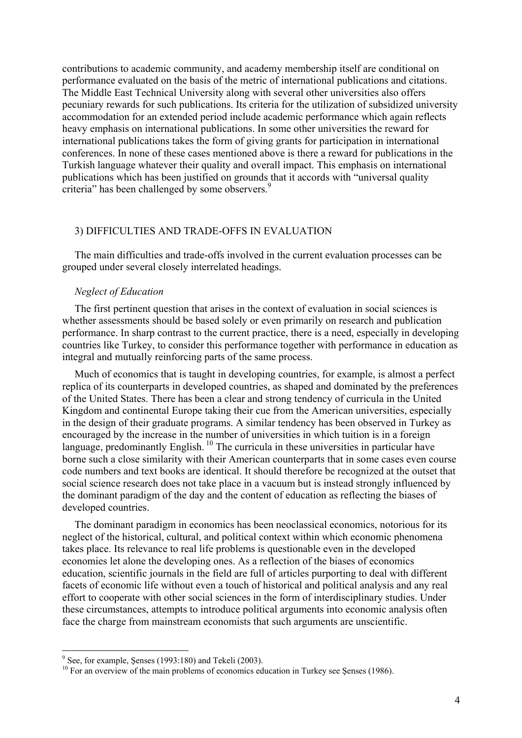contributions to academic community, and academy membership itself are conditional on performance evaluated on the basis of the metric of international publications and citations. The Middle East Technical University along with several other universities also offers pecuniary rewards for such publications. Its criteria for the utilization of subsidized university accommodation for an extended period include academic performance which again reflects heavy emphasis on international publications. In some other universities the reward for international publications takes the form of giving grants for participation in international conferences. In none of these cases mentioned above is there a reward for publications in the Turkish language whatever their quality and overall impact. This emphasis on international publications which has been justified on grounds that it accords with "universal quality criteria" has been challenged by some observers.[9]

## 3) DIFFICULTIES AND TRADE-OFFS IN EVALUATION

The main difficulties and trade-offs involved in the current evaluation processes can be grouped under several closely interrelated headings.

*Neglect of Education*

The first pertinent question that arises in the context of evaluation in social sciences is whether assessments should be based solely or even primarily on research and publication performance. In sharp contrast to the current practice, there is a need, especially in developing countries like Turkey, to consider this performance together with performance in education as integral and mutually reinforcing parts of the same process.

Much of economics that is taught in developing countries, for example, is almost a perfect replica of its counterparts in developed countries, as shaped and dominated by the preferences of the United States. There has been a clear and strong tendency of curricula in the United Kingdom and continental Europe taking their cue from the American universities, especially in the design of their graduate programs. A similar tendency has been observed in Turkey as encouraged by the increase in the number of universities in which tuition is in a foreign language, predominantly English.[10] The curricula in these universities in particular have borne such a close similarity with their American counterparts that in some cases even course code numbers and text books are identical. It should therefore be recognized at the outset that social science research does not take place in a vacuum but is instead strongly influenced by the dominant paradigm of the day and the content of education as reflecting the biases of developed countries.

The dominant paradigm in economics has been neoclassical economics, notorious for its neglect of the historical, cultural, and political context within which economic phenomena takes place. Its relevance to real life problems is questionable even in the developed economies let alone the developing ones. As a reflection of the biases of economics education, scientific journals in the field are full of articles purporting to deal with different facets of economic life without even a touch of historical and political analysis and any real effort to cooperate with other social sciences in the form of interdisciplinary studies. Under these circumstances, attempts to introduce political arguments into economic analysis often face the charge from mainstream economists that such arguments are unscientific.

---

[9] See, for example, Şenses (1993:180) and Tekeli (2003).

[10] For an overview of the main problems of economics education in Turkey see Şenses (1986).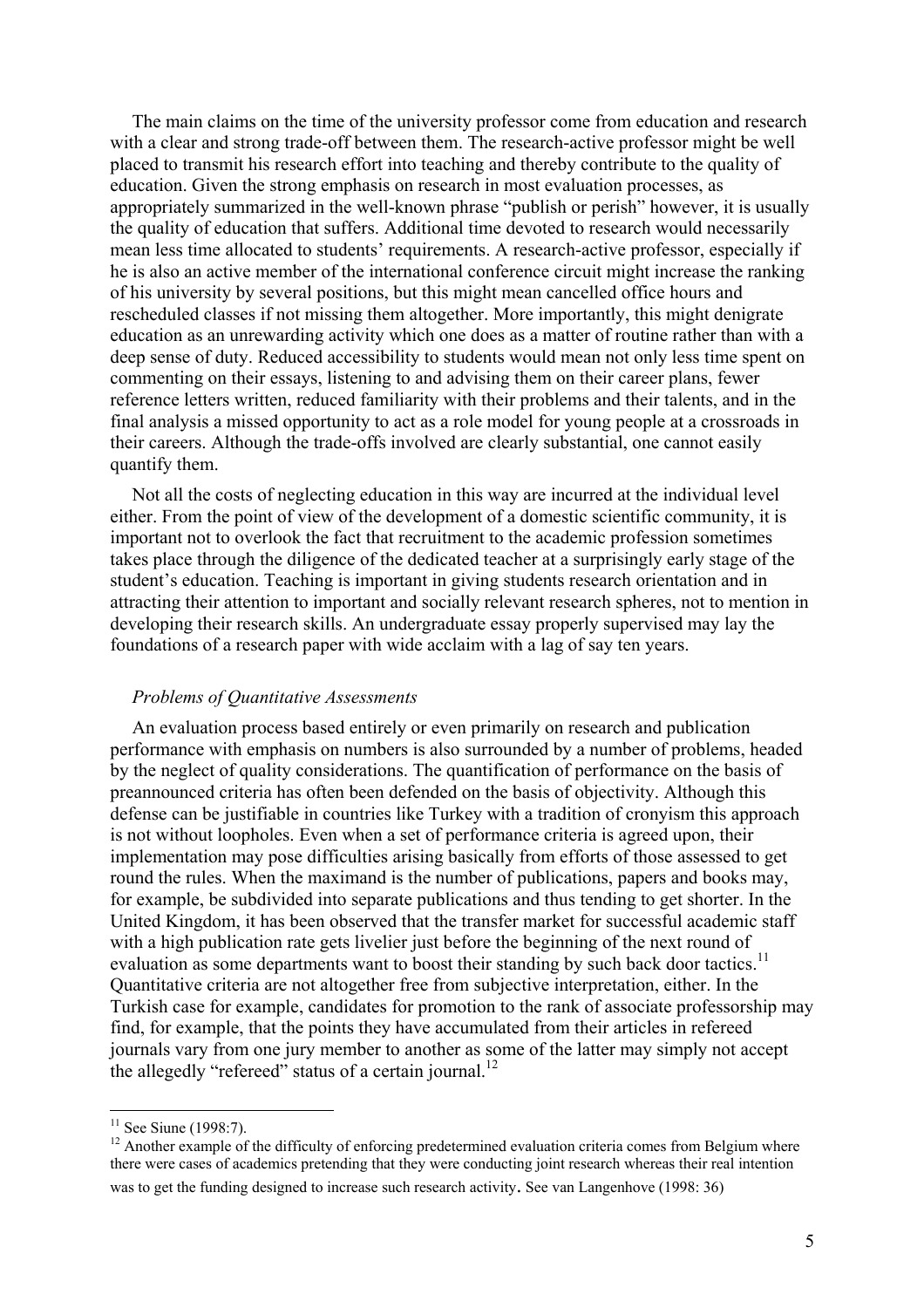The main claims on the time of the university professor come from education and research with a clear and strong trade-off between them. The research-active professor might be well placed to transmit his research effort into teaching and thereby contribute to the quality of education. Given the strong emphasis on research in most evaluation processes, as appropriately summarized in the well-known phrase "publish or perish" however, it is usually the quality of education that suffers. Additional time devoted to research would necessarily mean less time allocated to students' requirements. A research-active professor, especially if he is also an active member of the international conference circuit might increase the ranking of his university by several positions, but this might mean cancelled office hours and rescheduled classes if not missing them altogether. More importantly, this might denigrate education as an unrewarding activity which one does as a matter of routine rather than with a deep sense of duty. Reduced accessibility to students would mean not only less time spent on commenting on their essays, listening to and advising them on their career plans, fewer reference letters written, reduced familiarity with their problems and their talents, and in the final analysis a missed opportunity to act as a role model for young people at a crossroads in their careers. Although the trade-offs involved are clearly substantial, one cannot easily quantify them.

Not all the costs of neglecting education in this way are incurred at the individual level either. From the point of view of the development of a domestic scientific community, it is important not to overlook the fact that recruitment to the academic profession sometimes takes place through the diligence of the dedicated teacher at a surprisingly early stage of the student's education. Teaching is important in giving students research orientation and in attracting their attention to important and socially relevant research spheres, not to mention in developing their research skills. An undergraduate essay properly supervised may lay the foundations of a research paper with wide acclaim with a lag of say ten years.

### *Problems of Quantitative Assessments*

An evaluation process based entirely or even primarily on research and publication performance with emphasis on numbers is also surrounded by a number of problems, headed by the neglect of quality considerations. The quantification of performance on the basis of preannounced criteria has often been defended on the basis of objectivity. Although this defense can be justifiable in countries like Turkey with a tradition of cronyism this approach is not without loopholes. Even when a set of performance criteria is agreed upon, their implementation may pose difficulties arising basically from efforts of those assessed to get round the rules. When the maximand is the number of publications, papers and books may, for example, be subdivided into separate publications and thus tending to get shorter. In the United Kingdom, it has been observed that the transfer market for successful academic staff with a high publication rate gets livelier just before the beginning of the next round of evaluation as some departments want to boost their standing by such back door tactics.[11] Quantitative criteria are not altogether free from subjective interpretation, either. In the Turkish case for example, candidates for promotion to the rank of associate professorship may find, for example, that the points they have accumulated from their articles in refereed journals vary from one jury member to another as some of the latter may simply not accept the allegedly "refereed" status of a certain journal.[12]

---

[11] See Siune (1998:7).

[12] Another example of the difficulty of enforcing predetermined evaluation criteria comes from Belgium where there were cases of academics pretending that they were conducting joint research whereas their real intention was to get the funding designed to increase such research activity. See van Langenhove (1998: 36)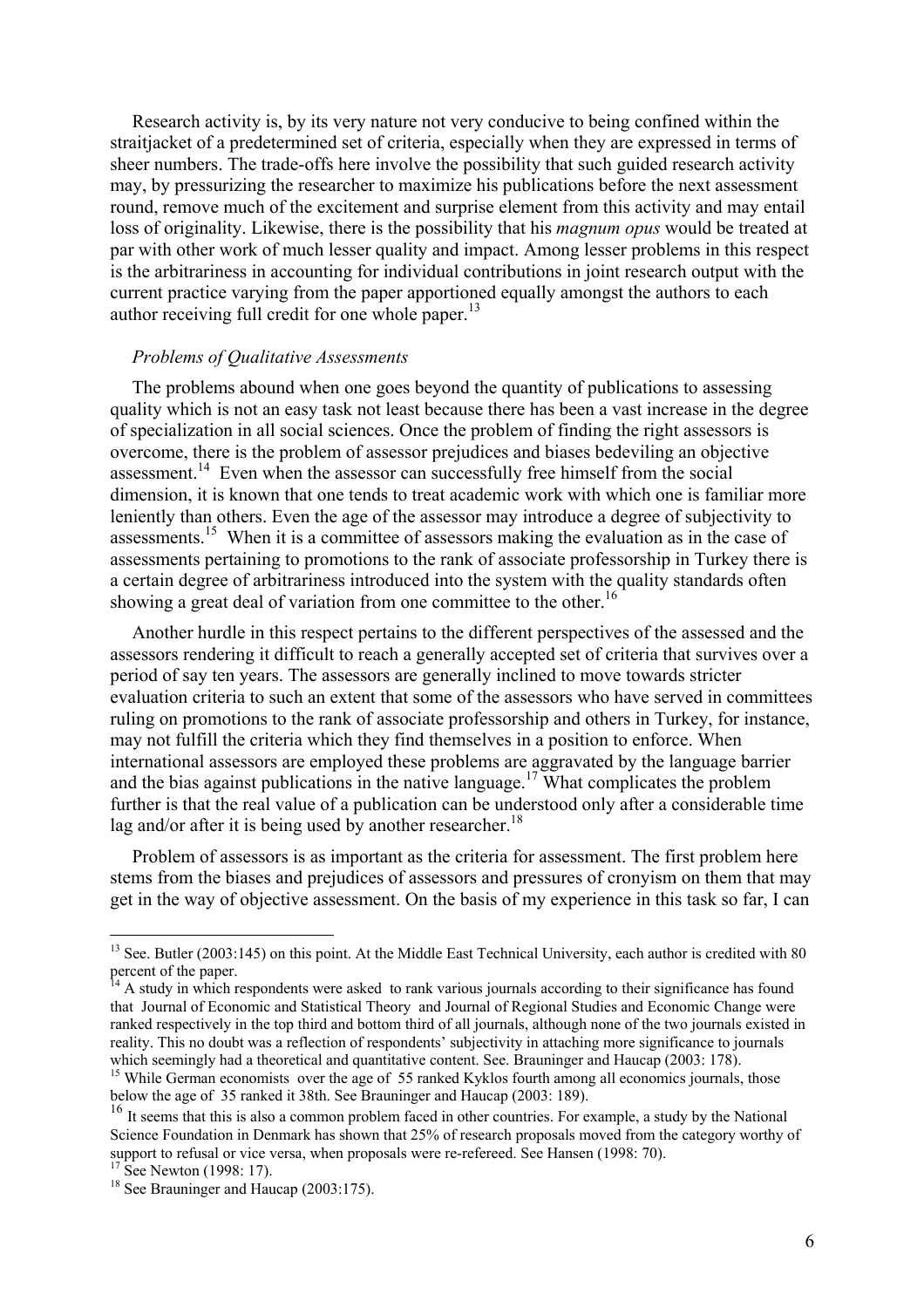Research activity is, by its very nature not very conducive to being confined within the straitjacket of a predetermined set of criteria, especially when they are expressed in terms of sheer numbers. The trade-offs here involve the possibility that such guided research activity may, by pressurizing the researcher to maximize his publications before the next assessment round, remove much of the excitement and surprise element from this activity and may entail loss of originality. Likewise, there is the possibility that his *magnum opus* would be treated at par with other work of much lesser quality and impact. Among lesser problems in this respect is the arbitrariness in accounting for individual contributions in joint research output with the current practice varying from the paper apportioned equally amongst the authors to each author receiving full credit for one whole paper.[13]

*Problems of Qualitative Assessments*

The problems abound when one goes beyond the quantity of publications to assessing quality which is not an easy task not least because there has been a vast increase in the degree of specialization in all social sciences. Once the problem of finding the right assessors is overcome, there is the problem of assessor prejudices and biases bedeviling an objective assessment.[14] Even when the assessor can successfully free himself from the social dimension, it is known that one tends to treat academic work with which one is familiar more leniently than others. Even the age of the assessor may introduce a degree of subjectivity to assessments.[15] When it is a committee of assessors making the evaluation as in the case of assessments pertaining to promotions to the rank of associate professorship in Turkey there is a certain degree of arbitrariness introduced into the system with the quality standards often showing a great deal of variation from one committee to the other.[16]

Another hurdle in this respect pertains to the different perspectives of the assessed and the assessors rendering it difficult to reach a generally accepted set of criteria that survives over a period of say ten years. The assessors are generally inclined to move towards stricter evaluation criteria to such an extent that some of the assessors who have served in committees ruling on promotions to the rank of associate professorship and others in Turkey, for instance, may not fulfill the criteria which they find themselves in a position to enforce. When international assessors are employed these problems are aggravated by the language barrier and the bias against publications in the native language.[17] What complicates the problem further is that the real value of a publication can be understood only after a considerable time lag and/or after it is being used by another researcher.[18]

Problem of assessors is as important as the criteria for assessment. The first problem here stems from the biases and prejudices of assessors and pressures of cronyism on them that may get in the way of objective assessment. On the basis of my experience in this task so far, I can

---

[13] See. Butler (2003:145) on this point. At the Middle East Technical University, each author is credited with 80 percent of the paper.

[14] A study in which respondents were asked to rank various journals according to their significance has found that Journal of Economic and Statistical Theory and Journal of Regional Studies and Economic Change were ranked respectively in the top third and bottom third of all journals, although none of the two journals existed in reality. This no doubt was a reflection of respondents' subjectivity in attaching more significance to journals which seemingly had a theoretical and quantitative content. See. Brauninger and Haucap (2003: 178).

[15] While German economists over the age of 55 ranked Kyklos fourth among all economics journals, those below the age of 35 ranked it 38th. See Brauninger and Haucap (2003: 189).

[16] It seems that this is also a common problem faced in other countries. For example, a study by the National Science Foundation in Denmark has shown that 25% of research proposals moved from the category worthy of support to refusal or vice versa, when proposals were re-refereed. See Hansen (1998: 70).

[17] See Newton (1998: 17).

[18] See Brauninger and Haucap (2003:175).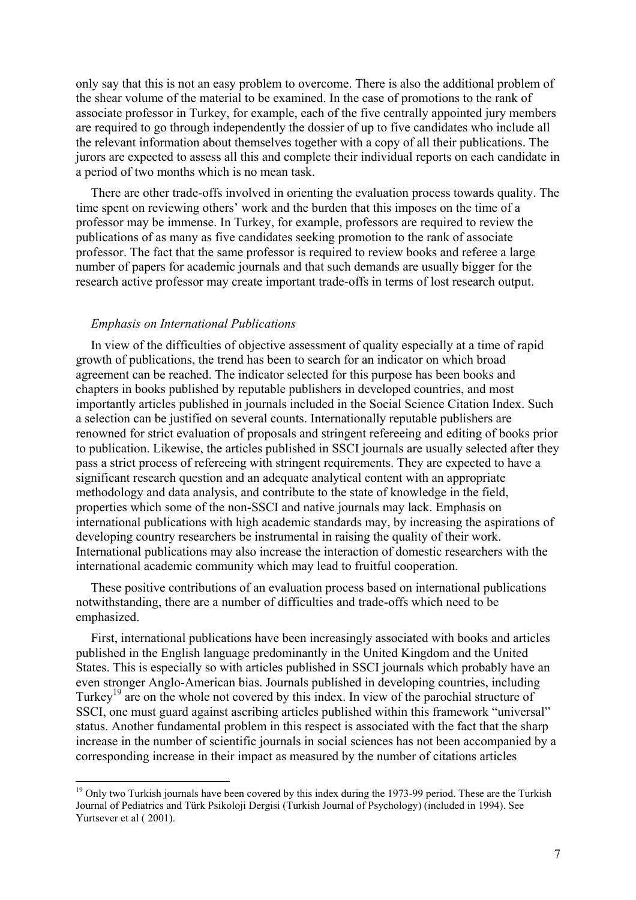only say that this is not an easy problem to overcome. There is also the additional problem of the shear volume of the material to be examined. In the case of promotions to the rank of associate professor in Turkey, for example, each of the five centrally appointed jury members are required to go through independently the dossier of up to five candidates who include all the relevant information about themselves together with a copy of all their publications. The jurors are expected to assess all this and complete their individual reports on each candidate in a period of two months which is no mean task.

There are other trade-offs involved in orienting the evaluation process towards quality. The time spent on reviewing others' work and the burden that this imposes on the time of a professor may be immense. In Turkey, for example, professors are required to review the publications of as many as five candidates seeking promotion to the rank of associate professor. The fact that the same professor is required to review books and referee a large number of papers for academic journals and that such demands are usually bigger for the research active professor may create important trade-offs in terms of lost research output.

### *Emphasis on International Publications*

In view of the difficulties of objective assessment of quality especially at a time of rapid growth of publications, the trend has been to search for an indicator on which broad agreement can be reached. The indicator selected for this purpose has been books and chapters in books published by reputable publishers in developed countries, and most importantly articles published in journals included in the Social Science Citation Index. Such a selection can be justified on several counts. Internationally reputable publishers are renowned for strict evaluation of proposals and stringent refereeing and editing of books prior to publication. Likewise, the articles published in SSCI journals are usually selected after they pass a strict process of refereeing with stringent requirements. They are expected to have a significant research question and an adequate analytical content with an appropriate methodology and data analysis, and contribute to the state of knowledge in the field, properties which some of the non-SSCI and native journals may lack. Emphasis on international publications with high academic standards may, by increasing the aspirations of developing country researchers be instrumental in raising the quality of their work. International publications may also increase the interaction of domestic researchers with the international academic community which may lead to fruitful cooperation.

These positive contributions of an evaluation process based on international publications notwithstanding, there are a number of difficulties and trade-offs which need to be emphasized.

First, international publications have been increasingly associated with books and articles published in the English language predominantly in the United Kingdom and the United States. This is especially so with articles published in SSCI journals which probably have an even stronger Anglo-American bias. Journals published in developing countries, including Turkey[19] are on the whole not covered by this index. In view of the parochial structure of SSCI, one must guard against ascribing articles published within this framework "universal" status. Another fundamental problem in this respect is associated with the fact that the sharp increase in the number of scientific journals in social sciences has not been accompanied by a corresponding increase in their impact as measured by the number of citations articles

[19] Only two Turkish journals have been covered by this index during the 1973-99 period. These are the Turkish Journal of Pediatrics and Türk Psikoloji Dergisi (Turkish Journal of Psychology) (included in 1994). See Yurtsever et al ( 2001).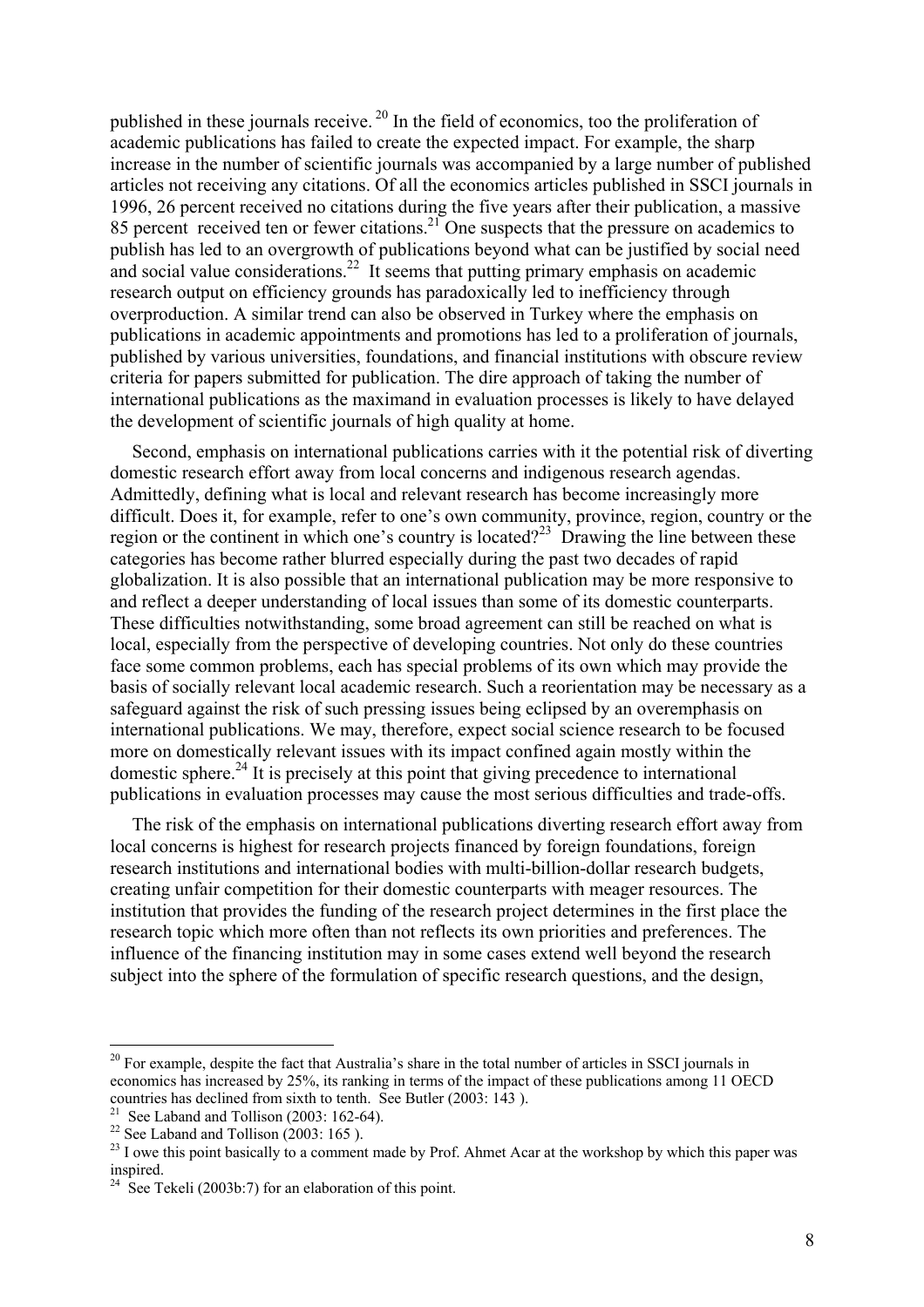published in these journals receive.[20] In the field of economics, too the proliferation of academic publications has failed to create the expected impact. For example, the sharp increase in the number of scientific journals was accompanied by a large number of published articles not receiving any citations. Of all the economics articles published in SSCI journals in 1996, 26 percent received no citations during the five years after their publication, a massive 85 percent received ten or fewer citations.[21] One suspects that the pressure on academics to publish has led to an overgrowth of publications beyond what can be justified by social need and social value considerations.[22] It seems that putting primary emphasis on academic research output on efficiency grounds has paradoxically led to inefficiency through overproduction. A similar trend can also be observed in Turkey where the emphasis on publications in academic appointments and promotions has led to a proliferation of journals, published by various universities, foundations, and financial institutions with obscure review criteria for papers submitted for publication. The dire approach of taking the number of international publications as the maximand in evaluation processes is likely to have delayed the development of scientific journals of high quality at home.

Second, emphasis on international publications carries with it the potential risk of diverting domestic research effort away from local concerns and indigenous research agendas. Admittedly, defining what is local and relevant research has become increasingly more difficult. Does it, for example, refer to one's own community, province, region, country or the region or the continent in which one's country is located?[23] Drawing the line between these categories has become rather blurred especially during the past two decades of rapid globalization. It is also possible that an international publication may be more responsive to and reflect a deeper understanding of local issues than some of its domestic counterparts. These difficulties notwithstanding, some broad agreement can still be reached on what is local, especially from the perspective of developing countries. Not only do these countries face some common problems, each has special problems of its own which may provide the basis of socially relevant local academic research. Such a reorientation may be necessary as a safeguard against the risk of such pressing issues being eclipsed by an overemphasis on international publications. We may, therefore, expect social science research to be focused more on domestically relevant issues with its impact confined again mostly within the domestic sphere.[24] It is precisely at this point that giving precedence to international publications in evaluation processes may cause the most serious difficulties and trade-offs.

The risk of the emphasis on international publications diverting research effort away from local concerns is highest for research projects financed by foreign foundations, foreign research institutions and international bodies with multi-billion-dollar research budgets, creating unfair competition for their domestic counterparts with meager resources. The institution that provides the funding of the research project determines in the first place the research topic which more often than not reflects its own priorities and preferences. The influence of the financing institution may in some cases extend well beyond the research subject into the sphere of the formulation of specific research questions, and the design,

---

[20] For example, despite the fact that Australia's share in the total number of articles in SSCI journals in economics has increased by 25%, its ranking in terms of the impact of these publications among 11 OECD countries has declined from sixth to tenth. See Butler (2003: 143 ).

[21] See Laband and Tollison (2003: 162-64).

[22] See Laband and Tollison (2003: 165 ).

[23] I owe this point basically to a comment made by Prof. Ahmet Acar at the workshop by which this paper was inspired.

[24] See Tekeli (2003b:7) for an elaboration of this point.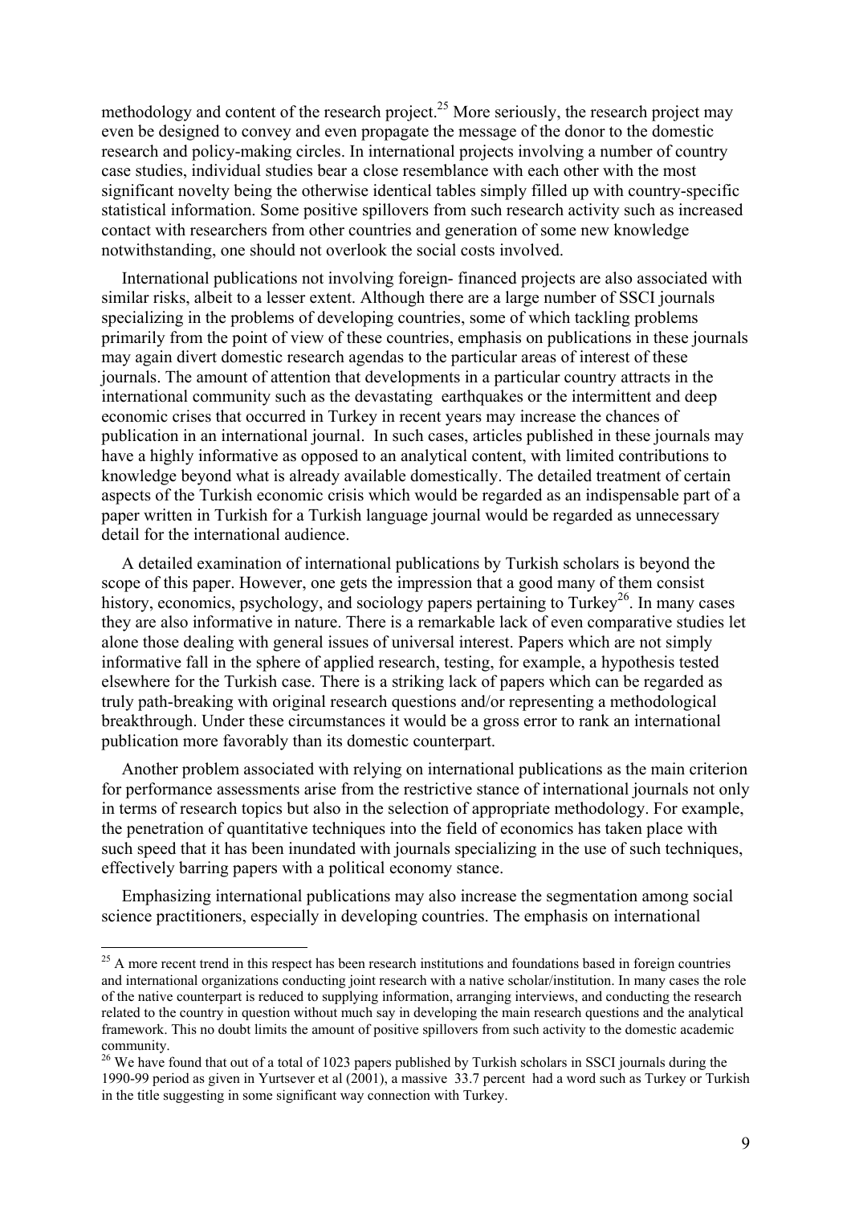methodology and content of the research project.[25] More seriously, the research project may even be designed to convey and even propagate the message of the donor to the domestic research and policy-making circles. In international projects involving a number of country case studies, individual studies bear a close resemblance with each other with the most significant novelty being the otherwise identical tables simply filled up with country-specific statistical information. Some positive spillovers from such research activity such as increased contact with researchers from other countries and generation of some new knowledge notwithstanding, one should not overlook the social costs involved.

International publications not involving foreign- financed projects are also associated with similar risks, albeit to a lesser extent. Although there are a large number of SSCI journals specializing in the problems of developing countries, some of which tackling problems primarily from the point of view of these countries, emphasis on publications in these journals may again divert domestic research agendas to the particular areas of interest of these journals. The amount of attention that developments in a particular country attracts in the international community such as the devastating earthquakes or the intermittent and deep economic crises that occurred in Turkey in recent years may increase the chances of publication in an international journal. In such cases, articles published in these journals may have a highly informative as opposed to an analytical content, with limited contributions to knowledge beyond what is already available domestically. The detailed treatment of certain aspects of the Turkish economic crisis which would be regarded as an indispensable part of a paper written in Turkish for a Turkish language journal would be regarded as unnecessary detail for the international audience.

A detailed examination of international publications by Turkish scholars is beyond the scope of this paper. However, one gets the impression that a good many of them consist history, economics, psychology, and sociology papers pertaining to Turkey[26]. In many cases they are also informative in nature. There is a remarkable lack of even comparative studies let alone those dealing with general issues of universal interest. Papers which are not simply informative fall in the sphere of applied research, testing, for example, a hypothesis tested elsewhere for the Turkish case. There is a striking lack of papers which can be regarded as truly path-breaking with original research questions and/or representing a methodological breakthrough. Under these circumstances it would be a gross error to rank an international publication more favorably than its domestic counterpart.

Another problem associated with relying on international publications as the main criterion for performance assessments arise from the restrictive stance of international journals not only in terms of research topics but also in the selection of appropriate methodology. For example, the penetration of quantitative techniques into the field of economics has taken place with such speed that it has been inundated with journals specializing in the use of such techniques, effectively barring papers with a political economy stance.

Emphasizing international publications may also increase the segmentation among social science practitioners, especially in developing countries. The emphasis on international

---

[25] A more recent trend in this respect has been research institutions and foundations based in foreign countries and international organizations conducting joint research with a native scholar/institution. In many cases the role of the native counterpart is reduced to supplying information, arranging interviews, and conducting the research related to the country in question without much say in developing the main research questions and the analytical framework. This no doubt limits the amount of positive spillovers from such activity to the domestic academic community.

[26] We have found that out of a total of 1023 papers published by Turkish scholars in SSCI journals during the 1990-99 period as given in Yurtsever et al (2001), a massive 33.7 percent had a word such as Turkey or Turkish in the title suggesting in some significant way connection with Turkey.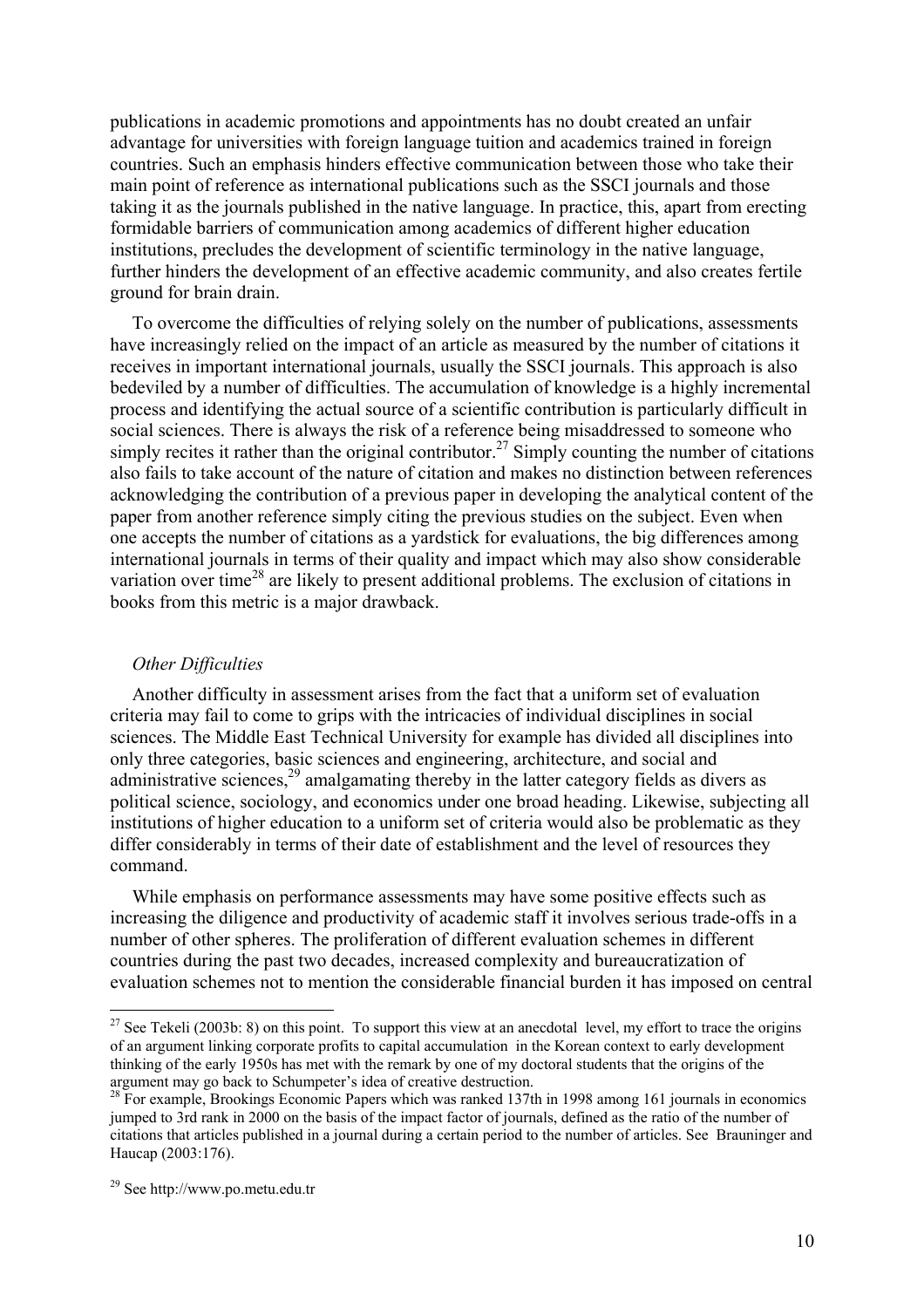publications in academic promotions and appointments has no doubt created an unfair advantage for universities with foreign language tuition and academics trained in foreign countries. Such an emphasis hinders effective communication between those who take their main point of reference as international publications such as the SSCI journals and those taking it as the journals published in the native language. In practice, this, apart from erecting formidable barriers of communication among academics of different higher education institutions, precludes the development of scientific terminology in the native language, further hinders the development of an effective academic community, and also creates fertile ground for brain drain.

To overcome the difficulties of relying solely on the number of publications, assessments have increasingly relied on the impact of an article as measured by the number of citations it receives in important international journals, usually the SSCI journals. This approach is also bedeviled by a number of difficulties. The accumulation of knowledge is a highly incremental process and identifying the actual source of a scientific contribution is particularly difficult in social sciences. There is always the risk of a reference being misaddressed to someone who simply recites it rather than the original contributor.[27] Simply counting the number of citations also fails to take account of the nature of citation and makes no distinction between references acknowledging the contribution of a previous paper in developing the analytical content of the paper from another reference simply citing the previous studies on the subject. Even when one accepts the number of citations as a yardstick for evaluations, the big differences among international journals in terms of their quality and impact which may also show considerable variation over time[28] are likely to present additional problems. The exclusion of citations in books from this metric is a major drawback.

*Other Difficulties*

Another difficulty in assessment arises from the fact that a uniform set of evaluation criteria may fail to come to grips with the intricacies of individual disciplines in social sciences. The Middle East Technical University for example has divided all disciplines into only three categories, basic sciences and engineering, architecture, and social and administrative sciences,[29] amalgamating thereby in the latter category fields as divers as political science, sociology, and economics under one broad heading. Likewise, subjecting all institutions of higher education to a uniform set of criteria would also be problematic as they differ considerably in terms of their date of establishment and the level of resources they command.

While emphasis on performance assessments may have some positive effects such as increasing the diligence and productivity of academic staff it involves serious trade-offs in a number of other spheres. The proliferation of different evaluation schemes in different countries during the past two decades, increased complexity and bureaucratization of evaluation schemes not to mention the considerable financial burden it has imposed on central

---

[27] See Tekeli (2003b: 8) on this point. To support this view at an anecdotal level, my effort to trace the origins of an argument linking corporate profits to capital accumulation in the Korean context to early development thinking of the early 1950s has met with the remark by one of my doctoral students that the origins of the argument may go back to Schumpeter's idea of creative destruction.

[28] For example, Brookings Economic Papers which was ranked 137th in 1998 among 161 journals in economics jumped to 3rd rank in 2000 on the basis of the impact factor of journals, defined as the ratio of the number of citations that articles published in a journal during a certain period to the number of articles. See Brauninger and Haucap (2003:176).

[29] See http://www.po.metu.edu.tr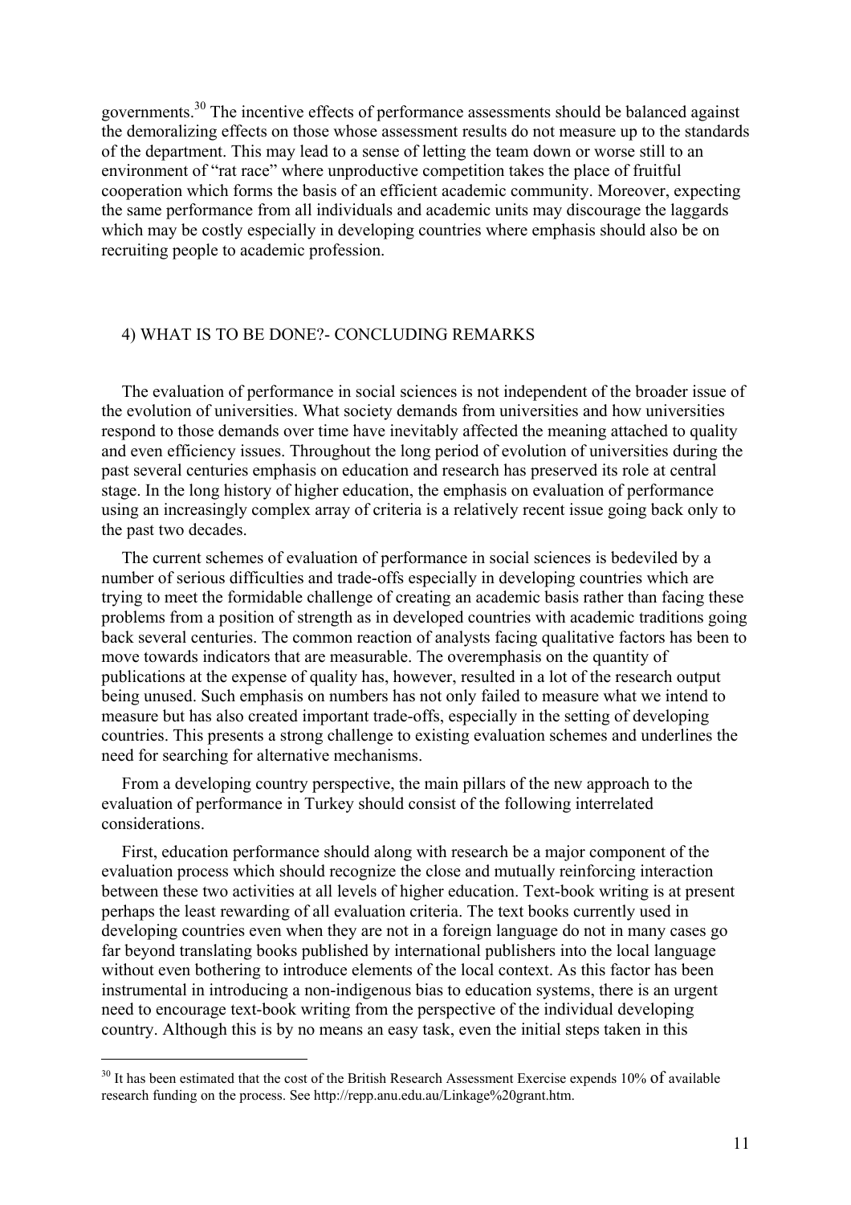governments.[30] The incentive effects of performance assessments should be balanced against the demoralizing effects on those whose assessment results do not measure up to the standards of the department. This may lead to a sense of letting the team down or worse still to an environment of "rat race" where unproductive competition takes the place of fruitful cooperation which forms the basis of an efficient academic community. Moreover, expecting the same performance from all individuals and academic units may discourage the laggards which may be costly especially in developing countries where emphasis should also be on recruiting people to academic profession.

## 4) WHAT IS TO BE DONE?- CONCLUDING REMARKS

The evaluation of performance in social sciences is not independent of the broader issue of the evolution of universities. What society demands from universities and how universities respond to those demands over time have inevitably affected the meaning attached to quality and even efficiency issues. Throughout the long period of evolution of universities during the past several centuries emphasis on education and research has preserved its role at central stage. In the long history of higher education, the emphasis on evaluation of performance using an increasingly complex array of criteria is a relatively recent issue going back only to the past two decades.

The current schemes of evaluation of performance in social sciences is bedeviled by a number of serious difficulties and trade-offs especially in developing countries which are trying to meet the formidable challenge of creating an academic basis rather than facing these problems from a position of strength as in developed countries with academic traditions going back several centuries. The common reaction of analysts facing qualitative factors has been to move towards indicators that are measurable. The overemphasis on the quantity of publications at the expense of quality has, however, resulted in a lot of the research output being unused. Such emphasis on numbers has not only failed to measure what we intend to measure but has also created important trade-offs, especially in the setting of developing countries. This presents a strong challenge to existing evaluation schemes and underlines the need for searching for alternative mechanisms.

From a developing country perspective, the main pillars of the new approach to the evaluation of performance in Turkey should consist of the following interrelated considerations.

First, education performance should along with research be a major component of the evaluation process which should recognize the close and mutually reinforcing interaction between these two activities at all levels of higher education. Text-book writing is at present perhaps the least rewarding of all evaluation criteria. The text books currently used in developing countries even when they are not in a foreign language do not in many cases go far beyond translating books published by international publishers into the local language without even bothering to introduce elements of the local context. As this factor has been instrumental in introducing a non-indigenous bias to education systems, there is an urgent need to encourage text-book writing from the perspective of the individual developing country. Although this is by no means an easy task, even the initial steps taken in this

---

[30] It has been estimated that the cost of the British Research Assessment Exercise expends 10% of available research funding on the process. See http://repp.anu.edu.au/Linkage%20grant.htm.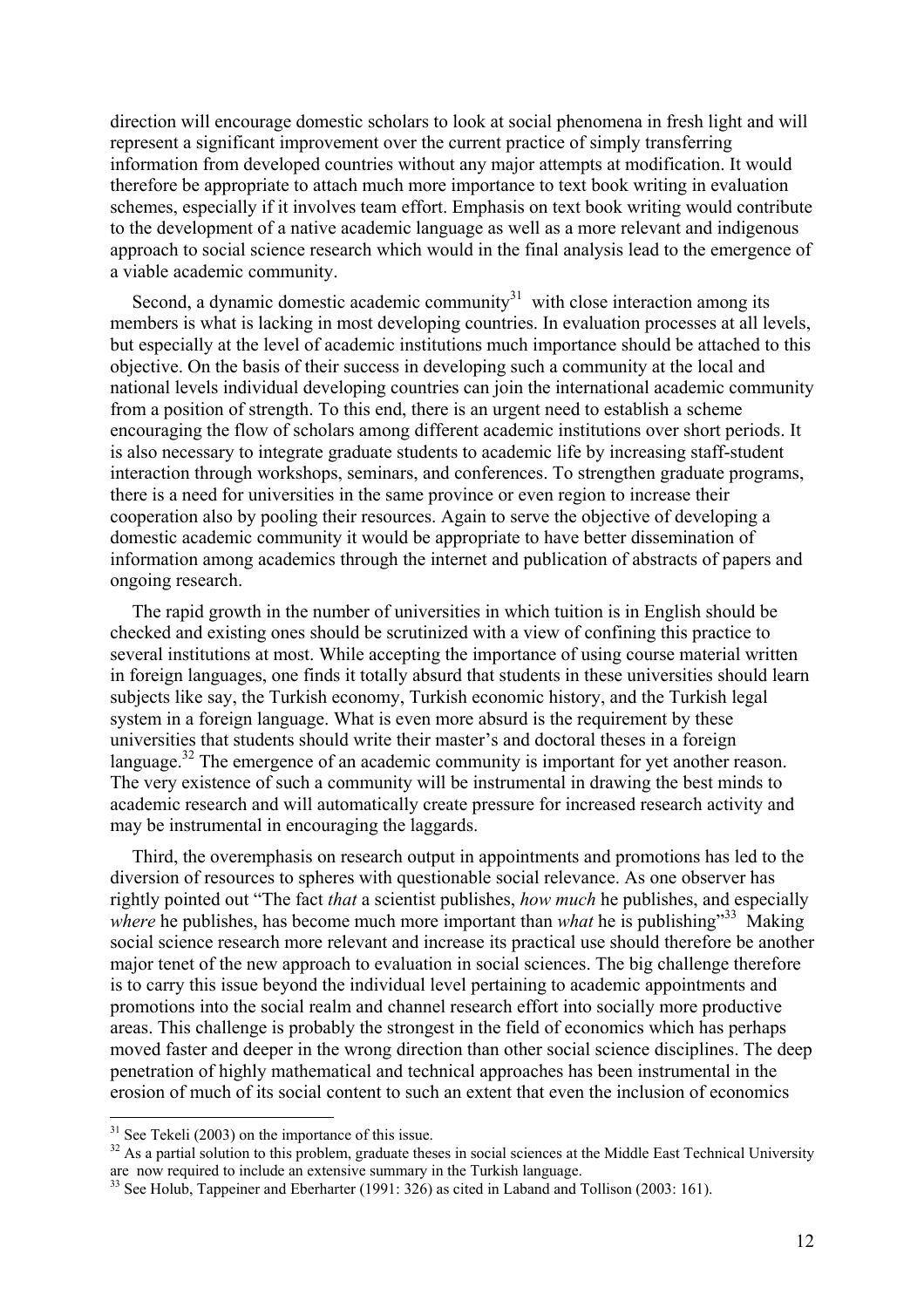direction will encourage domestic scholars to look at social phenomena in fresh light and will represent a significant improvement over the current practice of simply transferring information from developed countries without any major attempts at modification. It would therefore be appropriate to attach much more importance to text book writing in evaluation schemes, especially if it involves team effort. Emphasis on text book writing would contribute to the development of a native academic language as well as a more relevant and indigenous approach to social science research which would in the final analysis lead to the emergence of a viable academic community.

Second, a dynamic domestic academic community[31] with close interaction among its members is what is lacking in most developing countries. In evaluation processes at all levels, but especially at the level of academic institutions much importance should be attached to this objective. On the basis of their success in developing such a community at the local and national levels individual developing countries can join the international academic community from a position of strength. To this end, there is an urgent need to establish a scheme encouraging the flow of scholars among different academic institutions over short periods. It is also necessary to integrate graduate students to academic life by increasing staff-student interaction through workshops, seminars, and conferences. To strengthen graduate programs, there is a need for universities in the same province or even region to increase their cooperation also by pooling their resources. Again to serve the objective of developing a domestic academic community it would be appropriate to have better dissemination of information among academics through the internet and publication of abstracts of papers and ongoing research.

The rapid growth in the number of universities in which tuition is in English should be checked and existing ones should be scrutinized with a view of confining this practice to several institutions at most. While accepting the importance of using course material written in foreign languages, one finds it totally absurd that students in these universities should learn subjects like say, the Turkish economy, Turkish economic history, and the Turkish legal system in a foreign language. What is even more absurd is the requirement by these universities that students should write their master's and doctoral theses in a foreign language.[32] The emergence of an academic community is important for yet another reason. The very existence of such a community will be instrumental in drawing the best minds to academic research and will automatically create pressure for increased research activity and may be instrumental in encouraging the laggards.

Third, the overemphasis on research output in appointments and promotions has led to the diversion of resources to spheres with questionable social relevance. As one observer has rightly pointed out "The fact *that* a scientist publishes, *how much* he publishes, and especially *where* he publishes, has become much more important than *what* he is publishing"[33] Making social science research more relevant and increase its practical use should therefore be another major tenet of the new approach to evaluation in social sciences. The big challenge therefore is to carry this issue beyond the individual level pertaining to academic appointments and promotions into the social realm and channel research effort into socially more productive areas. This challenge is probably the strongest in the field of economics which has perhaps moved faster and deeper in the wrong direction than other social science disciplines. The deep penetration of highly mathematical and technical approaches has been instrumental in the erosion of much of its social content to such an extent that even the inclusion of economics

---

[31] See Tekeli (2003) on the importance of this issue.

[32] As a partial solution to this problem, graduate theses in social sciences at the Middle East Technical University are now required to include an extensive summary in the Turkish language.

[33] See Holub, Tappeiner and Eberharter (1991: 326) as cited in Laband and Tollison (2003: 161).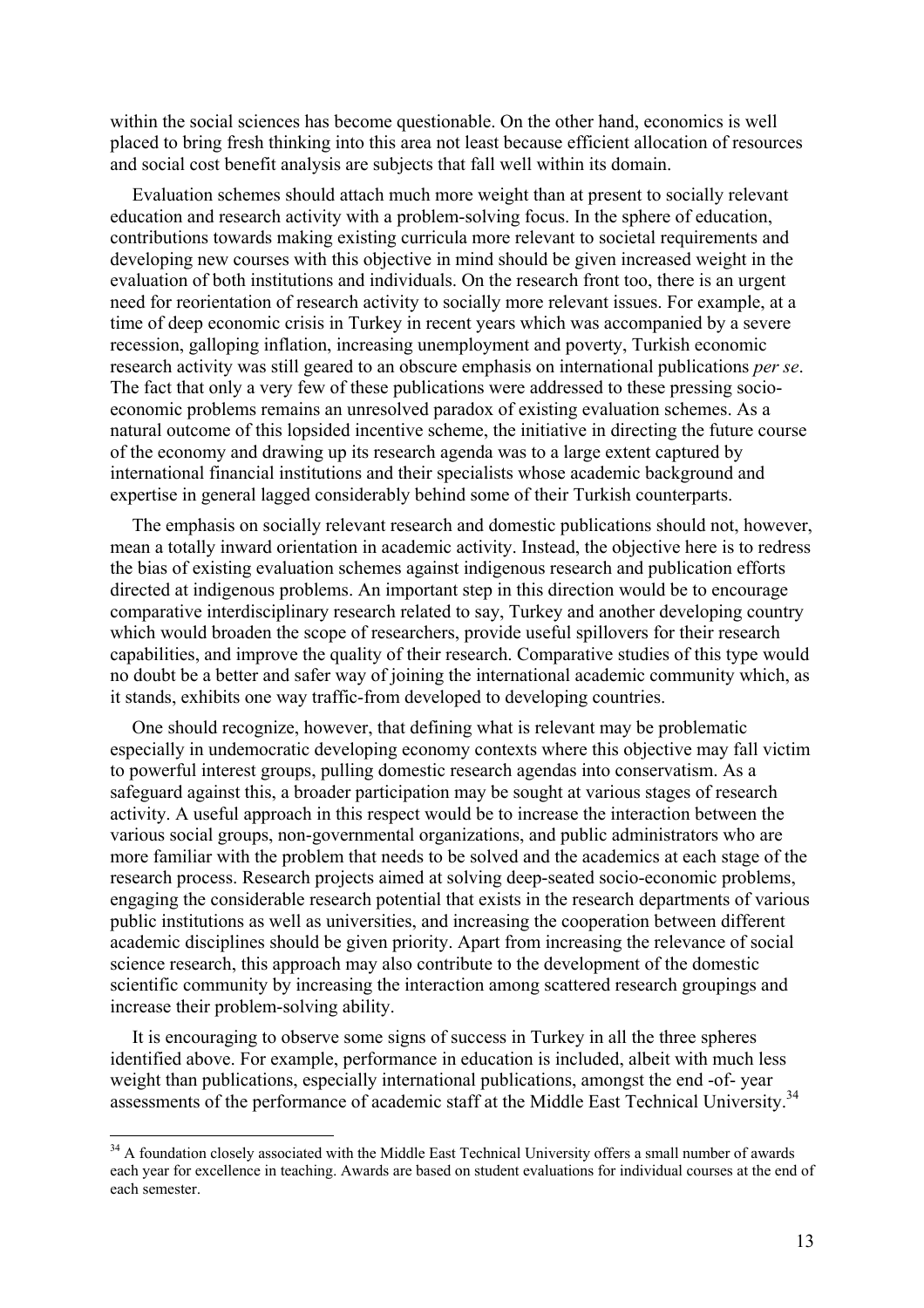within the social sciences has become questionable. On the other hand, economics is well placed to bring fresh thinking into this area not least because efficient allocation of resources and social cost benefit analysis are subjects that fall well within its domain.

Evaluation schemes should attach much more weight than at present to socially relevant education and research activity with a problem-solving focus. In the sphere of education, contributions towards making existing curricula more relevant to societal requirements and developing new courses with this objective in mind should be given increased weight in the evaluation of both institutions and individuals. On the research front too, there is an urgent need for reorientation of research activity to socially more relevant issues. For example, at a time of deep economic crisis in Turkey in recent years which was accompanied by a severe recession, galloping inflation, increasing unemployment and poverty, Turkish economic research activity was still geared to an obscure emphasis on international publications *per se*. The fact that only a very few of these publications were addressed to these pressing socio-economic problems remains an unresolved paradox of existing evaluation schemes. As a natural outcome of this lopsided incentive scheme, the initiative in directing the future course of the economy and drawing up its research agenda was to a large extent captured by international financial institutions and their specialists whose academic background and expertise in general lagged considerably behind some of their Turkish counterparts.

The emphasis on socially relevant research and domestic publications should not, however, mean a totally inward orientation in academic activity. Instead, the objective here is to redress the bias of existing evaluation schemes against indigenous research and publication efforts directed at indigenous problems. An important step in this direction would be to encourage comparative interdisciplinary research related to say, Turkey and another developing country which would broaden the scope of researchers, provide useful spillovers for their research capabilities, and improve the quality of their research. Comparative studies of this type would no doubt be a better and safer way of joining the international academic community which, as it stands, exhibits one way traffic-from developed to developing countries.

One should recognize, however, that defining what is relevant may be problematic especially in undemocratic developing economy contexts where this objective may fall victim to powerful interest groups, pulling domestic research agendas into conservatism. As a safeguard against this, a broader participation may be sought at various stages of research activity. A useful approach in this respect would be to increase the interaction between the various social groups, non-governmental organizations, and public administrators who are more familiar with the problem that needs to be solved and the academics at each stage of the research process. Research projects aimed at solving deep-seated socio-economic problems, engaging the considerable research potential that exists in the research departments of various public institutions as well as universities, and increasing the cooperation between different academic disciplines should be given priority. Apart from increasing the relevance of social science research, this approach may also contribute to the development of the domestic scientific community by increasing the interaction among scattered research groupings and increase their problem-solving ability.

It is encouraging to observe some signs of success in Turkey in all the three spheres identified above. For example, performance in education is included, albeit with much less weight than publications, especially international publications, amongst the end -of- year assessments of the performance of academic staff at the Middle East Technical University.[34]

[34] A foundation closely associated with the Middle East Technical University offers a small number of awards each year for excellence in teaching. Awards are based on student evaluations for individual courses at the end of each semester.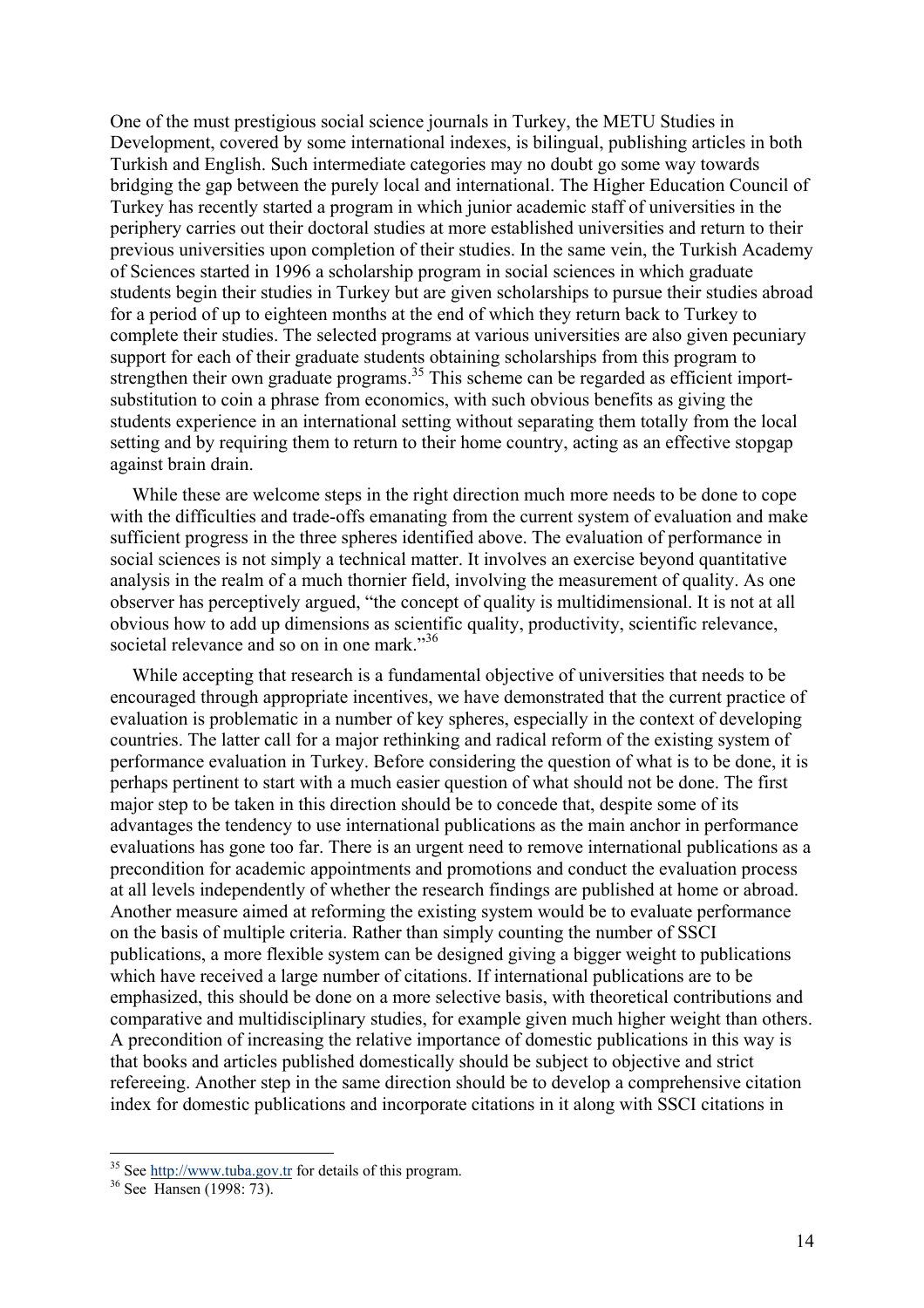One of the must prestigious social science journals in Turkey, the METU Studies in Development, covered by some international indexes, is bilingual, publishing articles in both Turkish and English. Such intermediate categories may no doubt go some way towards bridging the gap between the purely local and international. The Higher Education Council of Turkey has recently started a program in which junior academic staff of universities in the periphery carries out their doctoral studies at more established universities and return to their previous universities upon completion of their studies. In the same vein, the Turkish Academy of Sciences started in 1996 a scholarship program in social sciences in which graduate students begin their studies in Turkey but are given scholarships to pursue their studies abroad for a period of up to eighteen months at the end of which they return back to Turkey to complete their studies. The selected programs at various universities are also given pecuniary support for each of their graduate students obtaining scholarships from this program to strengthen their own graduate programs.[35] This scheme can be regarded as efficient import-substitution to coin a phrase from economics, with such obvious benefits as giving the students experience in an international setting without separating them totally from the local setting and by requiring them to return to their home country, acting as an effective stopgap against brain drain.

While these are welcome steps in the right direction much more needs to be done to cope with the difficulties and trade-offs emanating from the current system of evaluation and make sufficient progress in the three spheres identified above. The evaluation of performance in social sciences is not simply a technical matter. It involves an exercise beyond quantitative analysis in the realm of a much thornier field, involving the measurement of quality. As one observer has perceptively argued, "the concept of quality is multidimensional. It is not at all obvious how to add up dimensions as scientific quality, productivity, scientific relevance, societal relevance and so on in one mark."[36]

While accepting that research is a fundamental objective of universities that needs to be encouraged through appropriate incentives, we have demonstrated that the current practice of evaluation is problematic in a number of key spheres, especially in the context of developing countries. The latter call for a major rethinking and radical reform of the existing system of performance evaluation in Turkey. Before considering the question of what is to be done, it is perhaps pertinent to start with a much easier question of what should not be done. The first major step to be taken in this direction should be to concede that, despite some of its advantages the tendency to use international publications as the main anchor in performance evaluations has gone too far. There is an urgent need to remove international publications as a precondition for academic appointments and promotions and conduct the evaluation process at all levels independently of whether the research findings are published at home or abroad. Another measure aimed at reforming the existing system would be to evaluate performance on the basis of multiple criteria. Rather than simply counting the number of SSCI publications, a more flexible system can be designed giving a bigger weight to publications which have received a large number of citations. If international publications are to be emphasized, this should be done on a more selective basis, with theoretical contributions and comparative and multidisciplinary studies, for example given much higher weight than others. A precondition of increasing the relative importance of domestic publications in this way is that books and articles published domestically should be subject to objective and strict refereeing. Another step in the same direction should be to develop a comprehensive citation index for domestic publications and incorporate citations in it along with SSCI citations in

---

[35] See http://www.tuba.gov.tr for details of this program.

[36] See Hansen (1998: 73).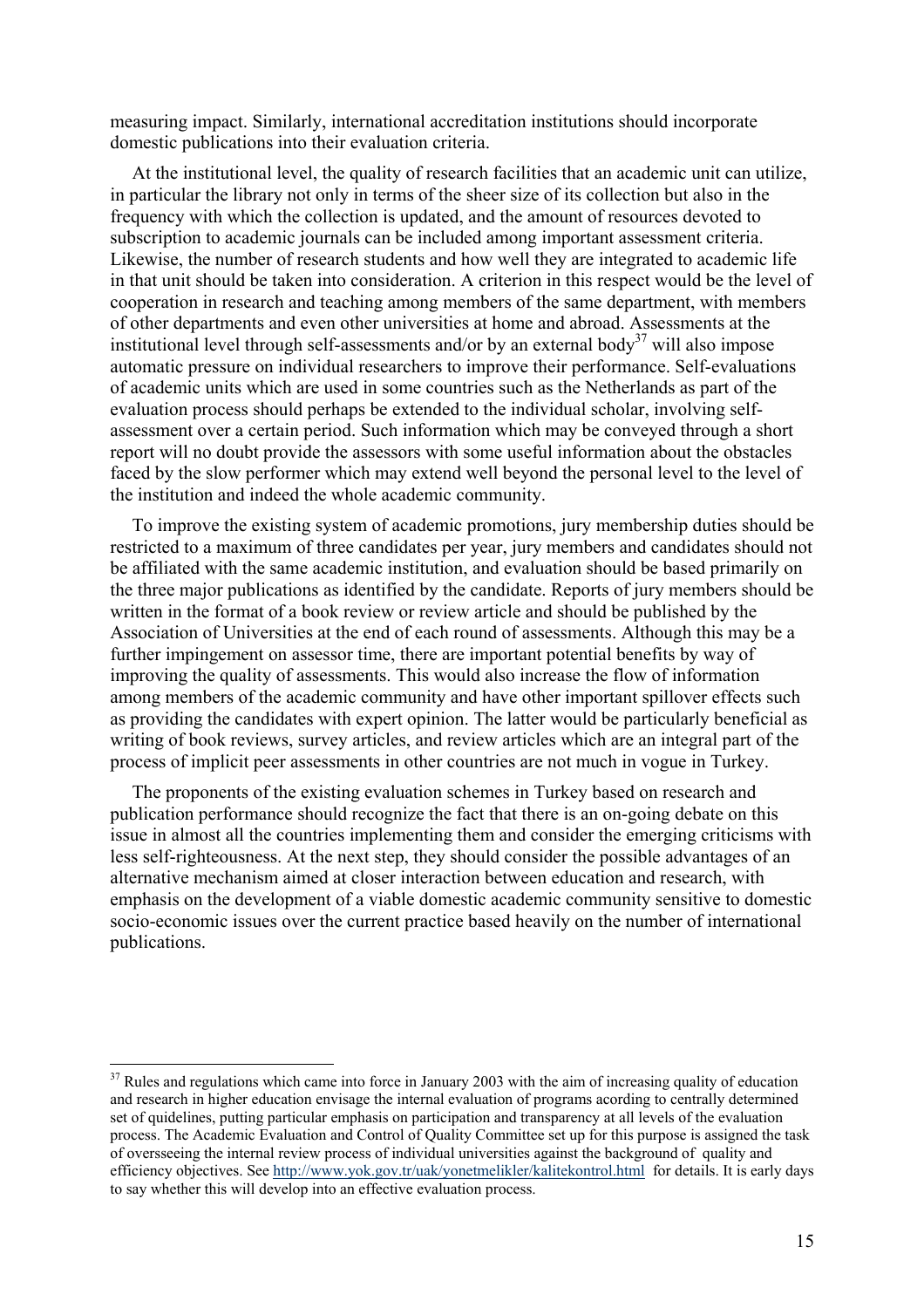measuring impact. Similarly, international accreditation institutions should incorporate domestic publications into their evaluation criteria.

At the institutional level, the quality of research facilities that an academic unit can utilize, in particular the library not only in terms of the sheer size of its collection but also in the frequency with which the collection is updated, and the amount of resources devoted to subscription to academic journals can be included among important assessment criteria. Likewise, the number of research students and how well they are integrated to academic life in that unit should be taken into consideration. A criterion in this respect would be the level of cooperation in research and teaching among members of the same department, with members of other departments and even other universities at home and abroad. Assessments at the institutional level through self-assessments and/or by an external body[37] will also impose automatic pressure on individual researchers to improve their performance. Self-evaluations of academic units which are used in some countries such as the Netherlands as part of the evaluation process should perhaps be extended to the individual scholar, involving self-assessment over a certain period. Such information which may be conveyed through a short report will no doubt provide the assessors with some useful information about the obstacles faced by the slow performer which may extend well beyond the personal level to the level of the institution and indeed the whole academic community.

To improve the existing system of academic promotions, jury membership duties should be restricted to a maximum of three candidates per year, jury members and candidates should not be affiliated with the same academic institution, and evaluation should be based primarily on the three major publications as identified by the candidate. Reports of jury members should be written in the format of a book review or review article and should be published by the Association of Universities at the end of each round of assessments. Although this may be a further impingement on assessor time, there are important potential benefits by way of improving the quality of assessments. This would also increase the flow of information among members of the academic community and have other important spillover effects such as providing the candidates with expert opinion. The latter would be particularly beneficial as writing of book reviews, survey articles, and review articles which are an integral part of the process of implicit peer assessments in other countries are not much in vogue in Turkey.

The proponents of the existing evaluation schemes in Turkey based on research and publication performance should recognize the fact that there is an on-going debate on this issue in almost all the countries implementing them and consider the emerging criticisms with less self-righteousness. At the next step, they should consider the possible advantages of an alternative mechanism aimed at closer interaction between education and research, with emphasis on the development of a viable domestic academic community sensitive to domestic socio-economic issues over the current practice based heavily on the number of international publications.

---

[37] Rules and regulations which came into force in January 2003 with the aim of increasing quality of education and research in higher education envisage the internal evaluation of programs acording to centrally determined set of quidelines, putting particular emphasis on participation and transparency at all levels of the evaluation process. The Academic Evaluation and Control of Quality Committee set up for this purpose is assigned the task of oversseeing the internal review process of individual universities against the background of quality and efficiency objectives. See http://www.yok.gov.tr/uak/yonetmelikler/kalitekontrol.html for details. It is early days to say whether this will develop into an effective evaluation process.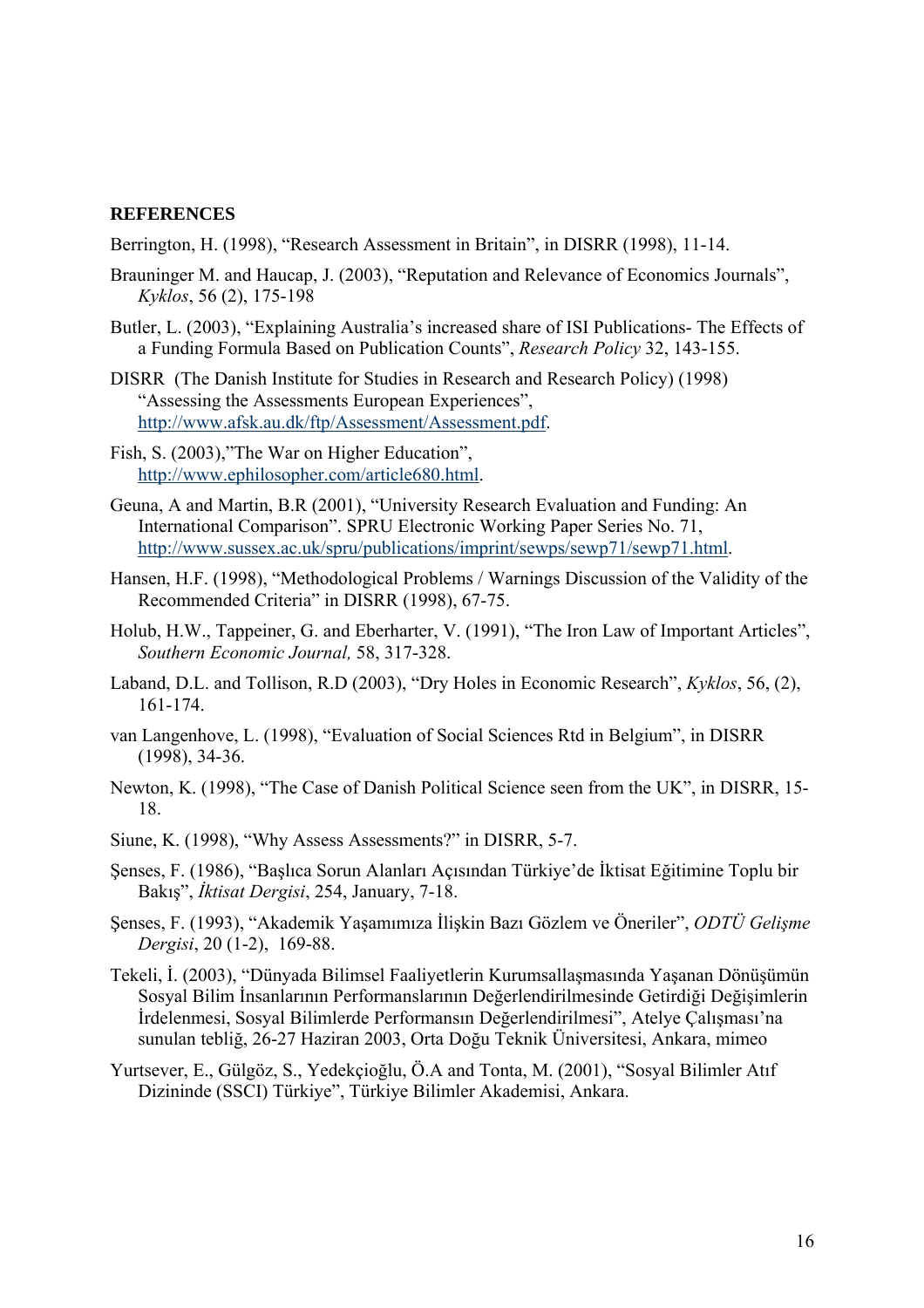**REFERENCES**

Berrington, H. (1998), "Research Assessment in Britain", in DISRR (1998), 11-14.

Brauninger M. and Haucap, J. (2003), "Reputation and Relevance of Economics Journals", *Kyklos*, 56 (2), 175-198

Butler, L. (2003), "Explaining Australia's increased share of ISI Publications- The Effects of a Funding Formula Based on Publication Counts", *Research Policy* 32, 143-155.

DISRR (The Danish Institute for Studies in Research and Research Policy) (1998) "Assessing the Assessments European Experiences", http://www.afsk.au.dk/ftp/Assessment/Assessment.pdf.

Fish, S. (2003),"The War on Higher Education", http://www.ephilosopher.com/article680.html.

Geuna, A and Martin, B.R (2001), "University Research Evaluation and Funding: An International Comparison". SPRU Electronic Working Paper Series No. 71, http://www.sussex.ac.uk/spru/publications/imprint/sewps/sewp71/sewp71.html.

Hansen, H.F. (1998), "Methodological Problems / Warnings Discussion of the Validity of the Recommended Criteria" in DISRR (1998), 67-75.

Holub, H.W., Tappeiner, G. and Eberharter, V. (1991), "The Iron Law of Important Articles", *Southern Economic Journal,* 58, 317-328.

Laband, D.L. and Tollison, R.D (2003), "Dry Holes in Economic Research", *Kyklos*, 56, (2), 161-174.

van Langenhove, L. (1998), "Evaluation of Social Sciences Rtd in Belgium", in DISRR (1998), 34-36.

Newton, K. (1998), "The Case of Danish Political Science seen from the UK", in DISRR, 15-18.

Siune, K. (1998), "Why Assess Assessments?" in DISRR, 5-7.

Şenses, F. (1986), "Başlıca Sorun Alanları Açısından Türkiye'de İktisat Eğitimine Toplu bir Bakış", *İktisat Dergisi*, 254, January, 7-18.

Şenses, F. (1993), "Akademik Yaşamımıza İlişkin Bazı Gözlem ve Öneriler", *ODTÜ Gelişme Dergisi*, 20 (1-2), 169-88.

Tekeli, İ. (2003), "Dünyada Bilimsel Faaliyetlerin Kurumsallaşmasında Yaşanan Dönüşümün Sosyal Bilim İnsanlarının Performanslarının Değerlendirilmesinde Getirdiği Değişimlerin İrdelenmesi, Sosyal Bilimlerde Performansın Değerlendirilmesi", Atelye Çalışması'na sunulan tebliğ, 26-27 Haziran 2003, Orta Doğu Teknik Üniversitesi, Ankara, mimeo

Yurtsever, E., Gülgöz, S., Yedekçioğlu, Ö.A and Tonta, M. (2001), "Sosyal Bilimler Atıf Dizininde (SSCI) Türkiye", Türkiye Bilimler Akademisi, Ankara.